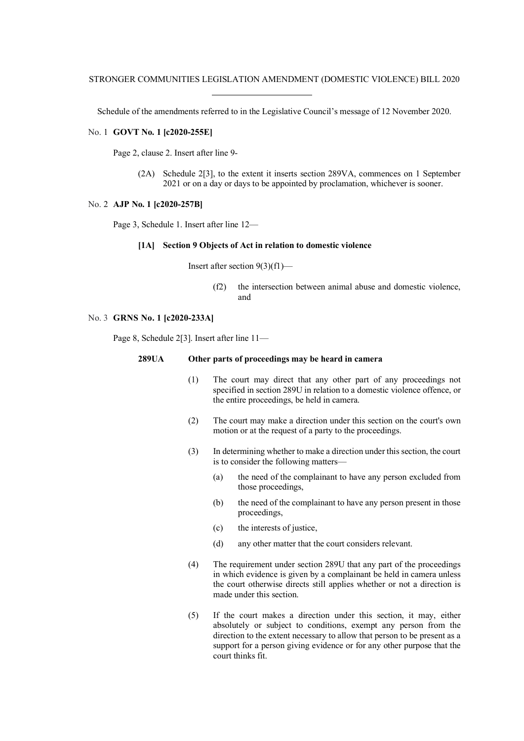STRONGER COMMUNITIES LEGISLATION AMENDMENT (DOMESTIC VIOLENCE) BILL 2020

Schedule of the amendments referred to in the Legislative Council's message of 12 November 2020.

No. 1 **GOVT No. 1 [c2020-255E]**

Page 2, clause 2. Insert after line 9-

> (2A) Schedule 2[3], to the extent it inserts section 289VA, commences on 1 September 2021 or on a day or days to be appointed by proclamation, whichever is sooner.

No. 2 **AJP No. 1 [c2020-257B]**

Page 3, Schedule 1. Insert after line 12—

> **[1A] Section 9 Objects of Act in relation to domestic violence**
>
> Insert after section 9(3)(f1)—
>
> (f2) the intersection between animal abuse and domestic violence, and

No. 3 **GRNS No. 1 [c2020-233A]**

Page 8, Schedule 2[3]. Insert after line 11—

> **289UA Other parts of proceedings may be heard in camera**
>
> (1) The court may direct that any other part of any proceedings not specified in section 289U in relation to a domestic violence offence, or the entire proceedings, be held in camera.
>
> (2) The court may make a direction under this section on the court's own motion or at the request of a party to the proceedings.
>
> (3) In determining whether to make a direction under this section, the court is to consider the following matters—
>
> (a) the need of the complainant to have any person excluded from those proceedings,
>
> (b) the need of the complainant to have any person present in those proceedings,
>
> (c) the interests of justice,
>
> (d) any other matter that the court considers relevant.
>
> (4) The requirement under section 289U that any part of the proceedings in which evidence is given by a complainant be held in camera unless the court otherwise directs still applies whether or not a direction is made under this section.
>
> (5) If the court makes a direction under this section, it may, either absolutely or subject to conditions, exempt any person from the direction to the extent necessary to allow that person to be present as a support for a person giving evidence or for any other purpose that the court thinks fit.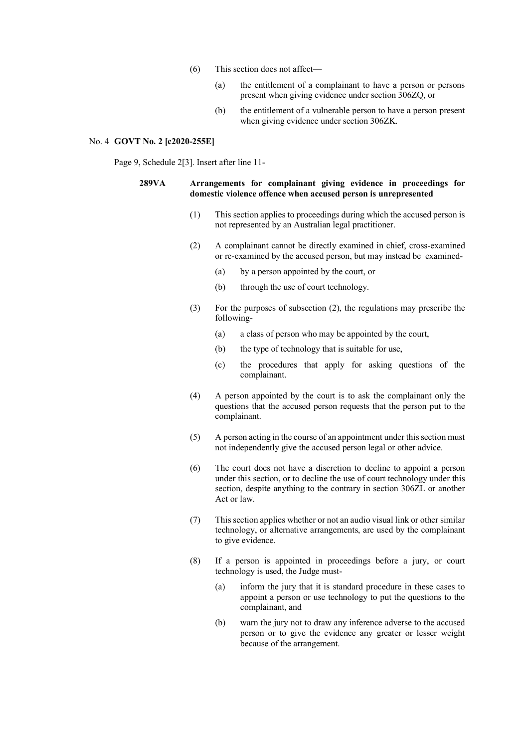(6) This section does not affect—

(a) the entitlement of a complainant to have a person or persons present when giving evidence under section 306ZQ, or

(b) the entitlement of a vulnerable person to have a person present when giving evidence under section 306ZK.

No. 4 **GOVT No. 2 [c2020-255E]**

Page 9, Schedule 2[3]. Insert after line 11-

**289VA Arrangements for complainant giving evidence in proceedings for domestic violence offence when accused person is unrepresented**

(1) This section applies to proceedings during which the accused person is not represented by an Australian legal practitioner.

(2) A complainant cannot be directly examined in chief, cross-examined or re-examined by the accused person, but may instead be examined-

(a) by a person appointed by the court, or

(b) through the use of court technology.

(3) For the purposes of subsection (2), the regulations may prescribe the following-

(a) a class of person who may be appointed by the court,

(b) the type of technology that is suitable for use,

(c) the procedures that apply for asking questions of the complainant.

(4) A person appointed by the court is to ask the complainant only the questions that the accused person requests that the person put to the complainant.

(5) A person acting in the course of an appointment under this section must not independently give the accused person legal or other advice.

(6) The court does not have a discretion to decline to appoint a person under this section, or to decline the use of court technology under this section, despite anything to the contrary in section 306ZL or another Act or law.

(7) This section applies whether or not an audio visual link or other similar technology, or alternative arrangements, are used by the complainant to give evidence.

(8) If a person is appointed in proceedings before a jury, or court technology is used, the Judge must-

(a) inform the jury that it is standard procedure in these cases to appoint a person or use technology to put the questions to the complainant, and

(b) warn the jury not to draw any inference adverse to the accused person or to give the evidence any greater or lesser weight because of the arrangement.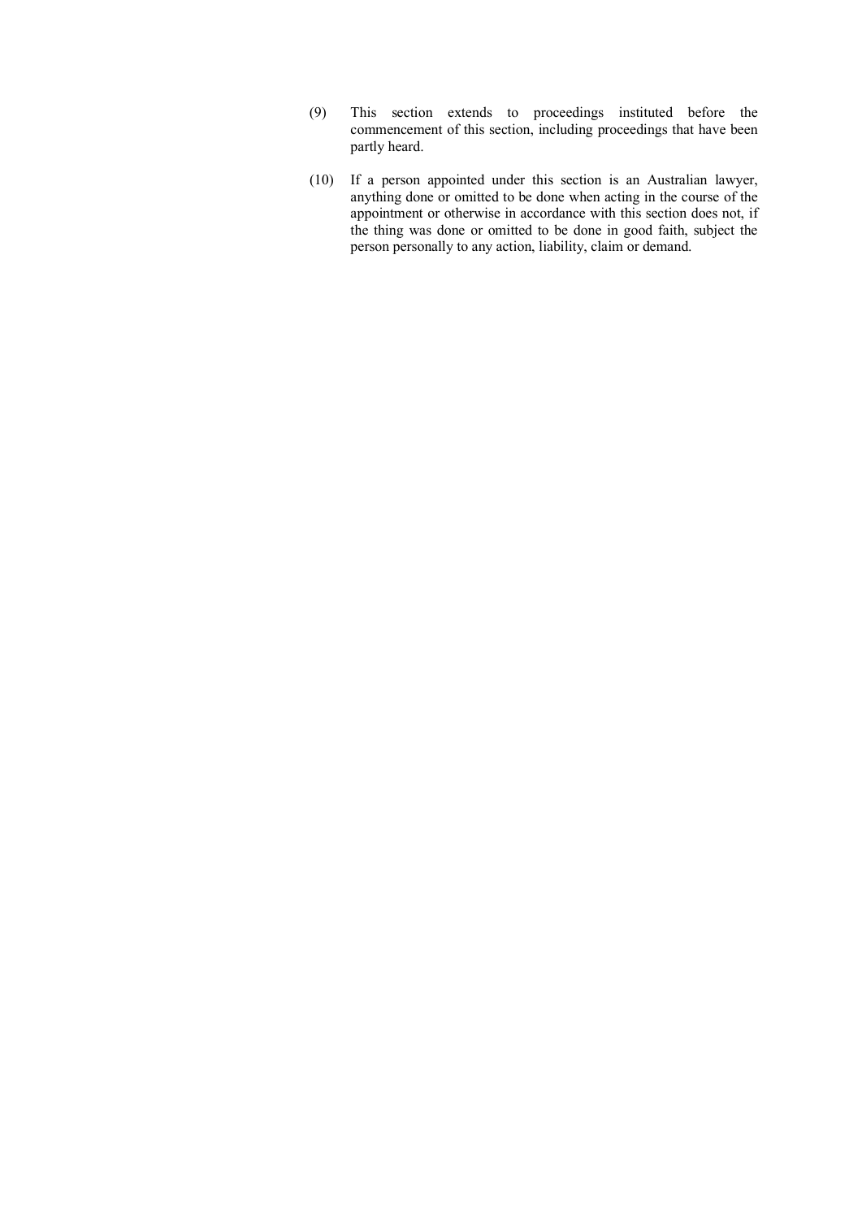(9) This section extends to proceedings instituted before the commencement of this section, including proceedings that have been partly heard.

(10) If a person appointed under this section is an Australian lawyer, anything done or omitted to be done when acting in the course of the appointment or otherwise in accordance with this section does not, if the thing was done or omitted to be done in good faith, subject the person personally to any action, liability, claim or demand.